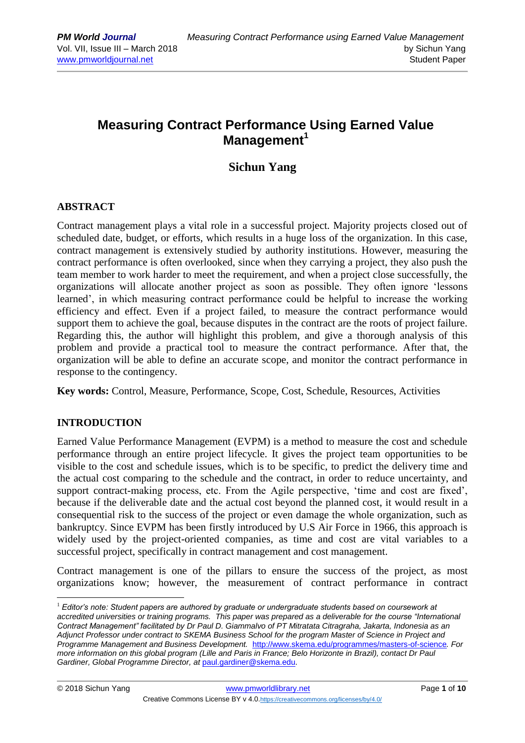# Measuring Contract Performance Using Earned Value Management[1]

## Sichun Yang

### ABSTRACT

Contract management plays a vital role in a successful project. Majority projects closed out of scheduled date, budget, or efforts, which results in a huge loss of the organization. In this case, contract management is extensively studied by authority institutions. However, measuring the contract performance is often overlooked, since when they carrying a project, they also push the team member to work harder to meet the requirement, and when a project close successfully, the organizations will allocate another project as soon as possible. They often ignore 'lessons learned', in which measuring contract performance could be helpful to increase the working efficiency and effect. Even if a project failed, to measure the contract performance would support them to achieve the goal, because disputes in the contract are the roots of project failure. Regarding this, the author will highlight this problem, and give a thorough analysis of this problem and provide a practical tool to measure the contract performance. After that, the organization will be able to define an accurate scope, and monitor the contract performance in response to the contingency.

**Key words:** Control, Measure, Performance, Scope, Cost, Schedule, Resources, Activities

### INTRODUCTION

Earned Value Performance Management (EVPM) is a method to measure the cost and schedule performance through an entire project lifecycle. It gives the project team opportunities to be visible to the cost and schedule issues, which is to be specific, to predict the delivery time and the actual cost comparing to the schedule and the contract, in order to reduce uncertainty, and support contract-making process, etc. From the Agile perspective, 'time and cost are fixed', because if the deliverable date and the actual cost beyond the planned cost, it would result in a consequential risk to the success of the project or even damage the whole organization, such as bankruptcy. Since EVPM has been firstly introduced by U.S Air Force in 1966, this approach is widely used by the project-oriented companies, as time and cost are vital variables to a successful project, specifically in contract management and cost management.

Contract management is one of the pillars to ensure the success of the project, as most organizations know; however, the measurement of contract performance in contract

---

[1] *Editor's note: Student papers are authored by graduate or undergraduate students based on coursework at accredited universities or training programs. This paper was prepared as a deliverable for the course "International Contract Management" facilitated by Dr Paul D. Giammalvo of PT Mitratata Citragraha, Jakarta, Indonesia as an Adjunct Professor under contract to SKEMA Business School for the program Master of Science in Project and Programme Management and Business Development.* http://www.skema.edu/programmes/masters-of-science*. For more information on this global program (Lille and Paris in France; Belo Horizonte in Brazil), contact Dr Paul Gardiner, Global Programme Director, at* paul.gardiner@skema.edu*.*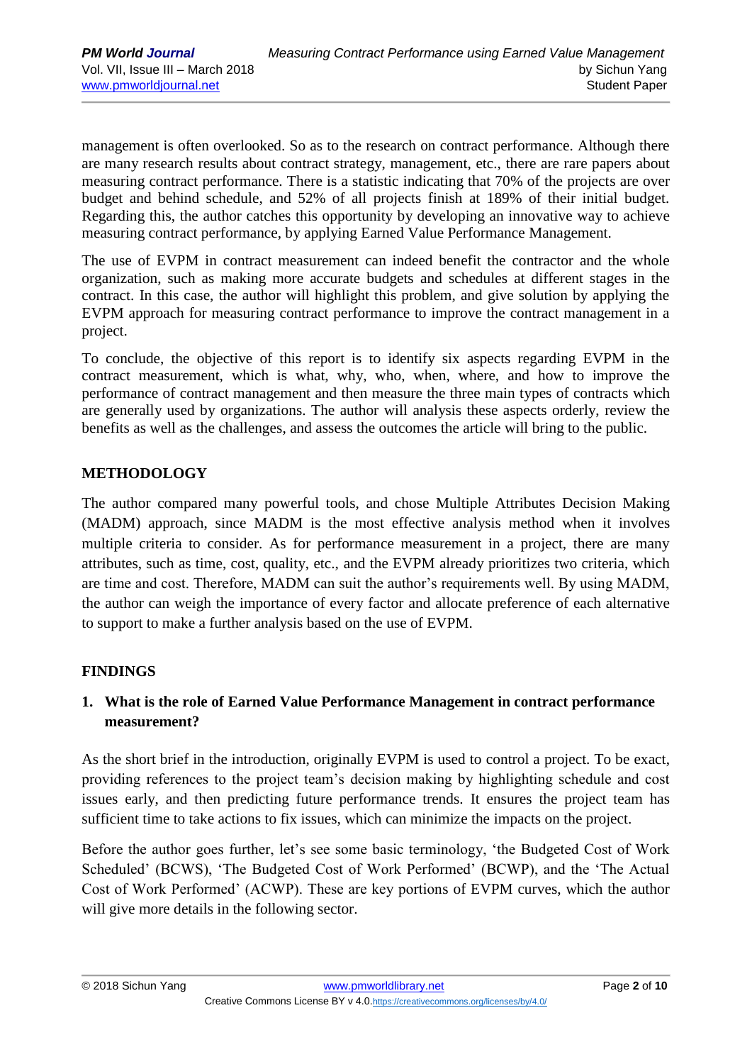management is often overlooked. So as to the research on contract performance. Although there are many research results about contract strategy, management, etc., there are rare papers about measuring contract performance. There is a statistic indicating that 70% of the projects are over budget and behind schedule, and 52% of all projects finish at 189% of their initial budget. Regarding this, the author catches this opportunity by developing an innovative way to achieve measuring contract performance, by applying Earned Value Performance Management.

The use of EVPM in contract measurement can indeed benefit the contractor and the whole organization, such as making more accurate budgets and schedules at different stages in the contract. In this case, the author will highlight this problem, and give solution by applying the EVPM approach for measuring contract performance to improve the contract management in a project.

To conclude, the objective of this report is to identify six aspects regarding EVPM in the contract measurement, which is what, why, who, when, where, and how to improve the performance of contract management and then measure the three main types of contracts which are generally used by organizations. The author will analysis these aspects orderly, review the benefits as well as the challenges, and assess the outcomes the article will bring to the public.

## METHODOLOGY

The author compared many powerful tools, and chose Multiple Attributes Decision Making (MADM) approach, since MADM is the most effective analysis method when it involves multiple criteria to consider. As for performance measurement in a project, there are many attributes, such as time, cost, quality, etc., and the EVPM already prioritizes two criteria, which are time and cost. Therefore, MADM can suit the author's requirements well. By using MADM, the author can weigh the importance of every factor and allocate preference of each alternative to support to make a further analysis based on the use of EVPM.

## FINDINGS

### 1. What is the role of Earned Value Performance Management in contract performance measurement?

As the short brief in the introduction, originally EVPM is used to control a project. To be exact, providing references to the project team's decision making by highlighting schedule and cost issues early, and then predicting future performance trends. It ensures the project team has sufficient time to take actions to fix issues, which can minimize the impacts on the project.

Before the author goes further, let's see some basic terminology, 'the Budgeted Cost of Work Scheduled' (BCWS), 'The Budgeted Cost of Work Performed' (BCWP), and the 'The Actual Cost of Work Performed' (ACWP). These are key portions of EVPM curves, which the author will give more details in the following sector.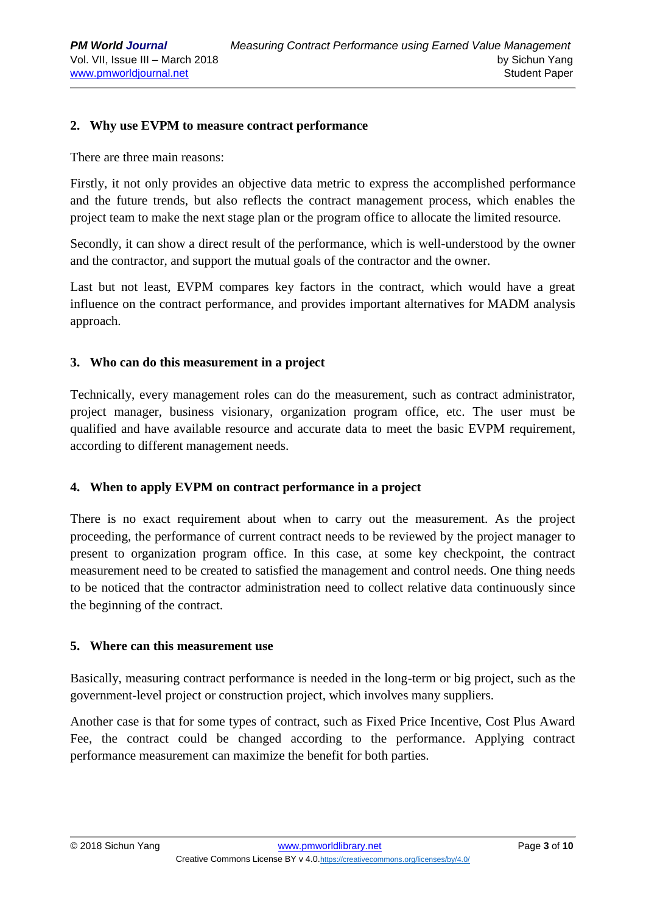## 2. Why use EVPM to measure contract performance

There are three main reasons:

Firstly, it not only provides an objective data metric to express the accomplished performance and the future trends, but also reflects the contract management process, which enables the project team to make the next stage plan or the program office to allocate the limited resource.

Secondly, it can show a direct result of the performance, which is well-understood by the owner and the contractor, and support the mutual goals of the contractor and the owner.

Last but not least, EVPM compares key factors in the contract, which would have a great influence on the contract performance, and provides important alternatives for MADM analysis approach.

## 3. Who can do this measurement in a project

Technically, every management roles can do the measurement, such as contract administrator, project manager, business visionary, organization program office, etc. The user must be qualified and have available resource and accurate data to meet the basic EVPM requirement, according to different management needs.

## 4. When to apply EVPM on contract performance in a project

There is no exact requirement about when to carry out the measurement. As the project proceeding, the performance of current contract needs to be reviewed by the project manager to present to organization program office. In this case, at some key checkpoint, the contract measurement need to be created to satisfied the management and control needs. One thing needs to be noticed that the contractor administration need to collect relative data continuously since the beginning of the contract.

## 5. Where can this measurement use

Basically, measuring contract performance is needed in the long-term or big project, such as the government-level project or construction project, which involves many suppliers.

Another case is that for some types of contract, such as Fixed Price Incentive, Cost Plus Award Fee, the contract could be changed according to the performance. Applying contract performance measurement can maximize the benefit for both parties.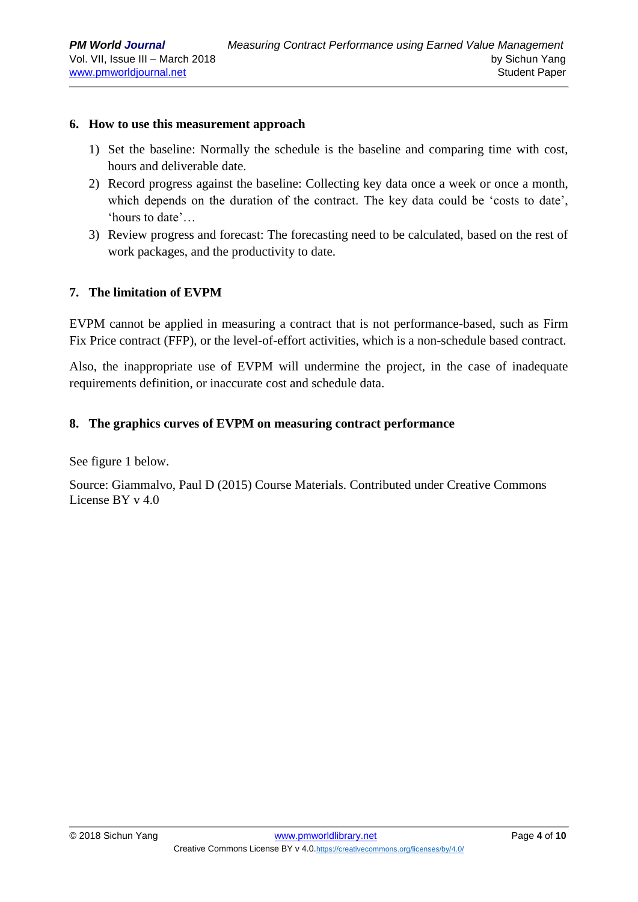## 6. How to use this measurement approach

1) Set the baseline: Normally the schedule is the baseline and comparing time with cost, hours and deliverable date.
2) Record progress against the baseline: Collecting key data once a week or once a month, which depends on the duration of the contract. The key data could be 'costs to date', 'hours to date'…
3) Review progress and forecast: The forecasting need to be calculated, based on the rest of work packages, and the productivity to date.

## 7. The limitation of EVPM

EVPM cannot be applied in measuring a contract that is not performance-based, such as Firm Fix Price contract (FFP), or the level-of-effort activities, which is a non-schedule based contract.

Also, the inappropriate use of EVPM will undermine the project, in the case of inadequate requirements definition, or inaccurate cost and schedule data.

## 8. The graphics curves of EVPM on measuring contract performance

See figure 1 below.

Source: Giammalvo, Paul D (2015) Course Materials. Contributed under Creative Commons License BY v 4.0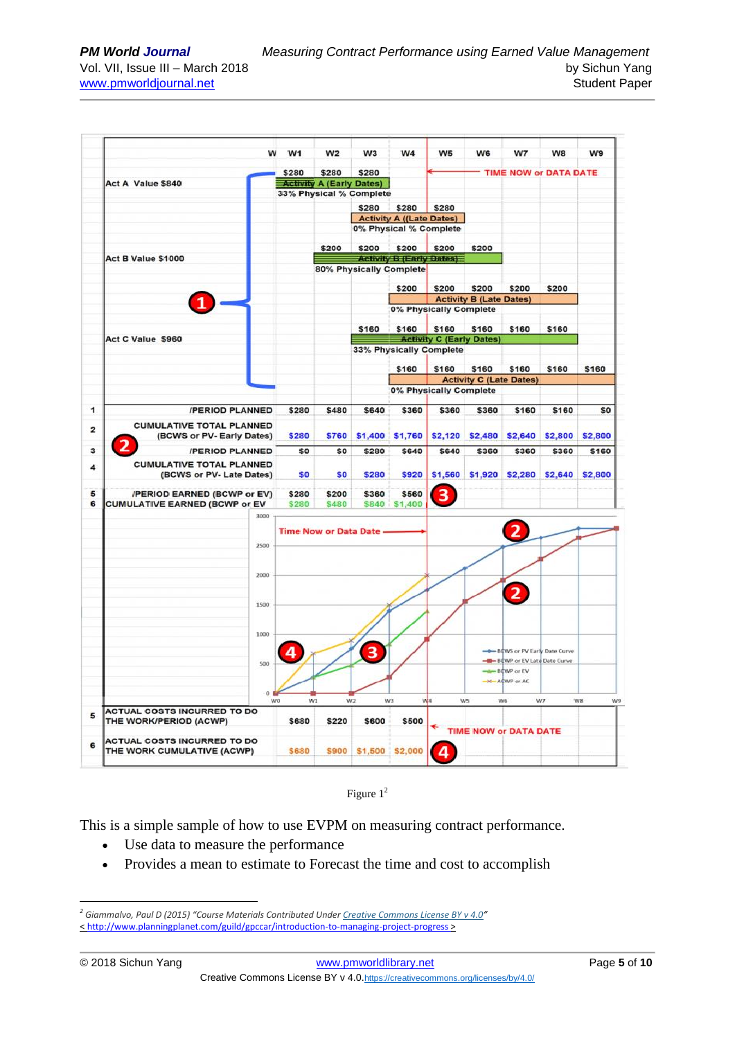| | | W1 | W2 | W3 | W4 | W5 | W6 | W7 | W8 | W9 |
|---|---|---|---|---|---|---|---|---|---|---|
| 1 | /PERIOD PLANNED | $280 | $480 | $640 | $360 | $360 | $360 | $160 | $160 | $0 |
| 2 | CUMULATIVE TOTAL PLANNED (BCWS or PV- Early Dates) | $280 | $760 | $1,400 | $1,760 | $2,120 | $2,480 | $2,640 | $2,800 | $2,800 |
| 3 | /PERIOD PLANNED | $0 | $0 | $280 | $640 | $640 | $360 | $360 | $360 | $160 |
| 4 | CUMULATIVE TOTAL PLANNED (BCWS or PV- Late Dates) | $0 | $0 | $280 | $920 | $1,560 | $1,920 | $2,280 | $2,640 | $2,800 |
| 5 | /PERIOD EARNED (BCWP or EV) | $280 | $200 | $360 | $560 | | | | | |
| 6 | CUMULATIVE EARNED (BCWP or EV | $280 | $480 | $840 | $1,400 | | | | | |
| 5 | ACTUAL COSTS INCURRED TO DO THE WORK/PERIOD (ACWP) | $680 | $220 | $600 | $500 | | | | | |
| 6 | ACTUAL COSTS INCURRED TO DO THE WORK CUMULATIVE (ACWP) | $680 | $900 | $1,500 | $2,000 | | | | | |

Figure 1[2]

This is a simple sample of how to use EVPM on measuring contract performance.

- Use data to measure the performance
- Provides a mean to estimate to Forecast the time and cost to accomplish

---

[2] Giammalvo, Paul D (2015) "Course Materials Contributed Under Creative Commons License BY v 4.0" < http://www.planningplanet.com/guild/gpccar/introduction-to-managing-project-progress >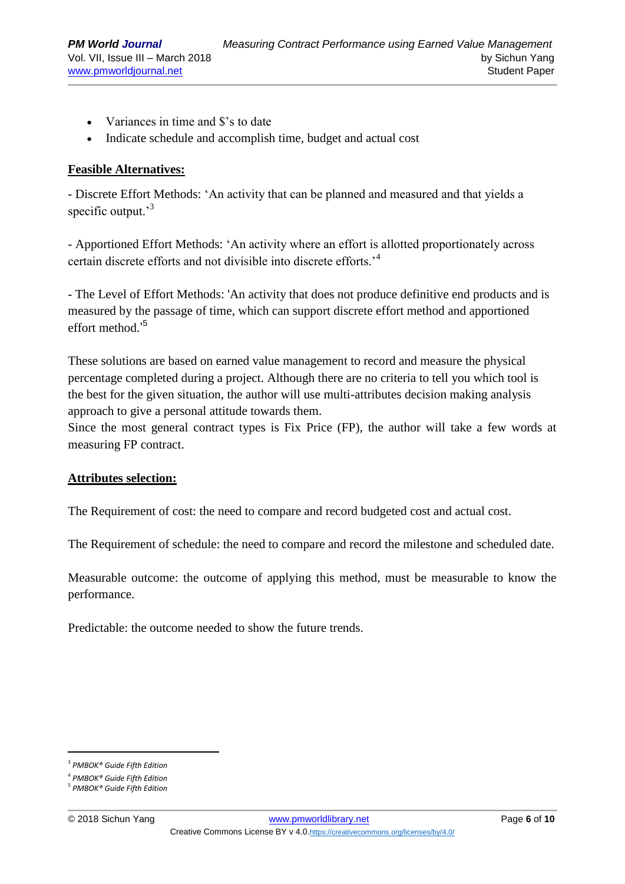- Variances in time and $'s to date
- Indicate schedule and accomplish time, budget and actual cost

**Feasible Alternatives:**

- Discrete Effort Methods: 'An activity that can be planned and measured and that yields a specific output.'[3]

- Apportioned Effort Methods: 'An activity where an effort is allotted proportionately across certain discrete efforts and not divisible into discrete efforts.'[4]

- The Level of Effort Methods: 'An activity that does not produce definitive end products and is measured by the passage of time, which can support discrete effort method and apportioned effort method.'[5]

These solutions are based on earned value management to record and measure the physical percentage completed during a project. Although there are no criteria to tell you which tool is the best for the given situation, the author will use multi-attributes decision making analysis approach to give a personal attitude towards them.
Since the most general contract types is Fix Price (FP), the author will take a few words at measuring FP contract.

**Attributes selection:**

The Requirement of cost: the need to compare and record budgeted cost and actual cost.

The Requirement of schedule: the need to compare and record the milestone and scheduled date.

Measurable outcome: the outcome of applying this method, must be measurable to know the performance.

Predictable: the outcome needed to show the future trends.

---

[3] *PMBOK® Guide Fifth Edition*
[4] *PMBOK® Guide Fifth Edition*
[5] *PMBOK® Guide Fifth Edition*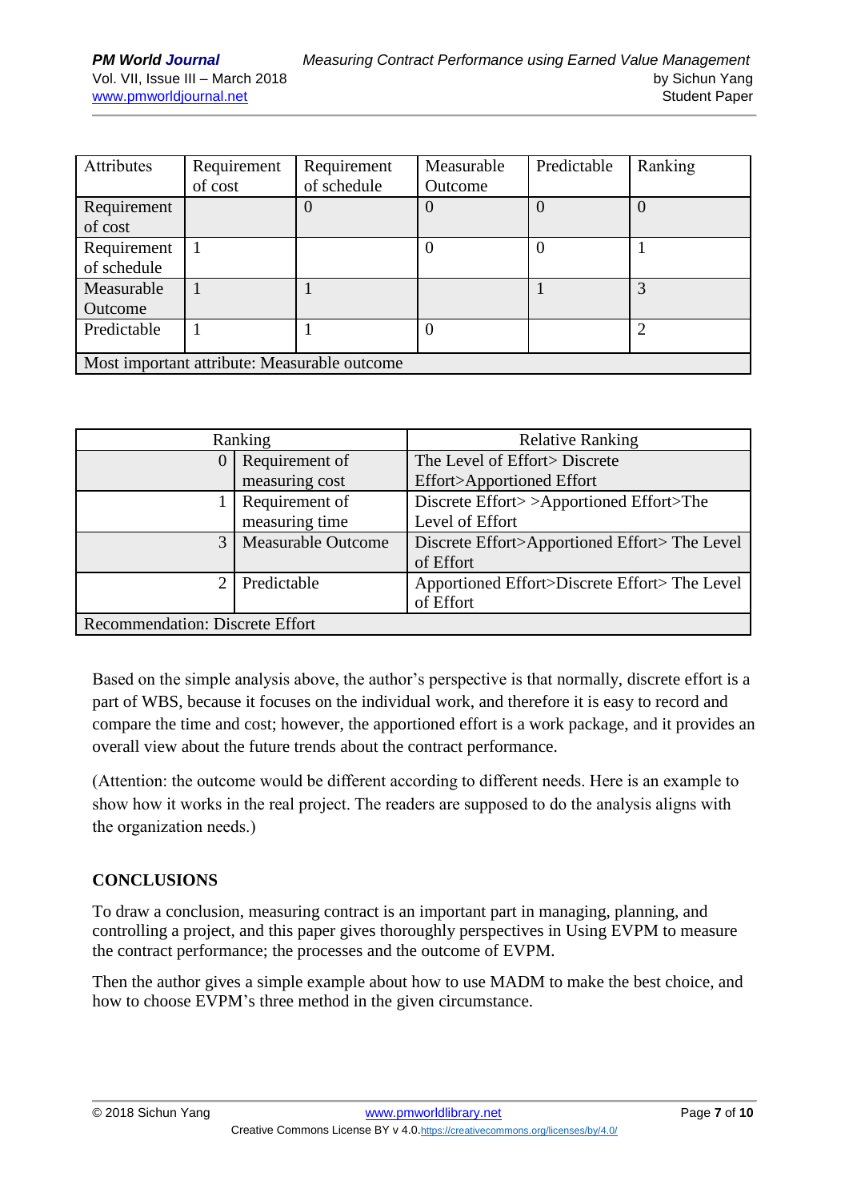| Attributes | Requirement of cost | Requirement of schedule | Measurable Outcome | Predictable | Ranking |
|---|---|---|---|---|---|
| Requirement of cost | | 0 | 0 | 0 | 0 |
| Requirement of schedule | 1 | | 0 | 0 | 1 |
| Measurable Outcome | 1 | 1 | | 1 | 3 |
| Predictable | 1 | 1 | 0 | | 2 |
| Most important attribute: Measurable outcome | | | | | |

| Ranking | | Relative Ranking |
|---|---|---|
| 0 | Requirement of measuring cost | The Level of Effort> Discrete Effort>Apportioned Effort |
| 1 | Requirement of measuring time | Discrete Effort> >Apportioned Effort>The Level of Effort |
| 3 | Measurable Outcome | Discrete Effort>Apportioned Effort> The Level of Effort |
| 2 | Predictable | Apportioned Effort>Discrete Effort> The Level of Effort |
| Recommendation: Discrete Effort | | |

Based on the simple analysis above, the author's perspective is that normally, discrete effort is a part of WBS, because it focuses on the individual work, and therefore it is easy to record and compare the time and cost; however, the apportioned effort is a work package, and it provides an overall view about the future trends about the contract performance.

(Attention: the outcome would be different according to different needs. Here is an example to show how it works in the real project. The readers are supposed to do the analysis aligns with the organization needs.)

## CONCLUSIONS

To draw a conclusion, measuring contract is an important part in managing, planning, and controlling a project, and this paper gives thoroughly perspectives in Using EVPM to measure the contract performance; the processes and the outcome of EVPM.

Then the author gives a simple example about how to use MADM to make the best choice, and how to choose EVPM's three method in the given circumstance.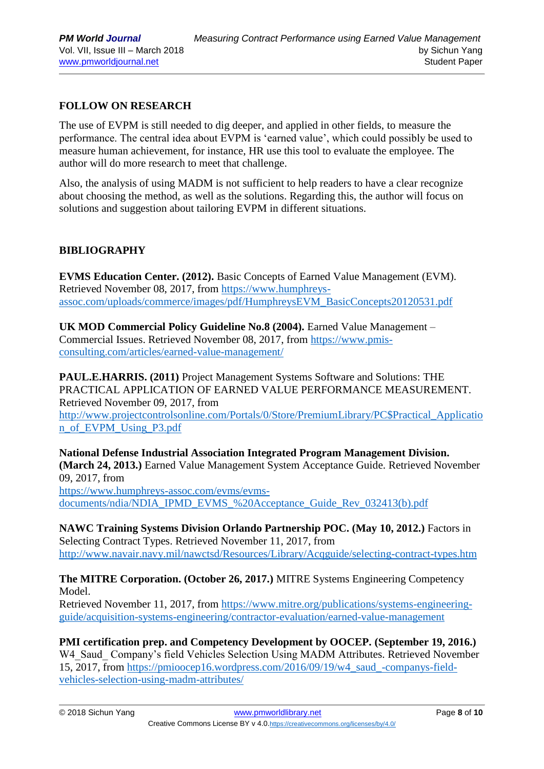## FOLLOW ON RESEARCH

The use of EVPM is still needed to dig deeper, and applied in other fields, to measure the performance. The central idea about EVPM is 'earned value', which could possibly be used to measure human achievement, for instance, HR use this tool to evaluate the employee. The author will do more research to meet that challenge.

Also, the analysis of using MADM is not sufficient to help readers to have a clear recognize about choosing the method, as well as the solutions. Regarding this, the author will focus on solutions and suggestion about tailoring EVPM in different situations.

## BIBLIOGRAPHY

**EVMS Education Center. (2012).** Basic Concepts of Earned Value Management (EVM). Retrieved November 08, 2017, from https://www.humphreys-assoc.com/uploads/commerce/images/pdf/HumphreysEVM_BasicConcepts20120531.pdf

**UK MOD Commercial Policy Guideline No.8 (2004).** Earned Value Management – Commercial Issues. Retrieved November 08, 2017, from https://www.pmis-consulting.com/articles/earned-value-management/

**PAUL.E.HARRIS. (2011)** Project Management Systems Software and Solutions: THE PRACTICAL APPLICATION OF EARNED VALUE PERFORMANCE MEASUREMENT. Retrieved November 09, 2017, from http://www.projectcontrolsonline.com/Portals/0/Store/PremiumLibrary/PC$Practical_Application_of_EVPM_Using_P3.pdf

**National Defense Industrial Association Integrated Program Management Division. (March 24, 2013.)** Earned Value Management System Acceptance Guide. Retrieved November 09, 2017, from https://www.humphreys-assoc.com/evms/evms-documents/ndia/NDIA_IPMD_EVMS_%20Acceptance_Guide_Rev_032413(b).pdf

**NAWC Training Systems Division Orlando Partnership POC. (May 10, 2012.)** Factors in Selecting Contract Types. Retrieved November 11, 2017, from http://www.navair.navy.mil/nawctsd/Resources/Library/Acqguide/selecting-contract-types.htm

**The MITRE Corporation. (October 26, 2017.)** MITRE Systems Engineering Competency Model.
Retrieved November 11, 2017, from https://www.mitre.org/publications/systems-engineering-guide/acquisition-systems-engineering/contractor-evaluation/earned-value-management

**PMI certification prep. and Competency Development by OOCEP. (September 19, 2016.)** W4_Saud_ Company's field Vehicles Selection Using MADM Attributes. Retrieved November 15, 2017, from https://pmioocep16.wordpress.com/2016/09/19/w4_saud_-companys-field-vehicles-selection-using-madm-attributes/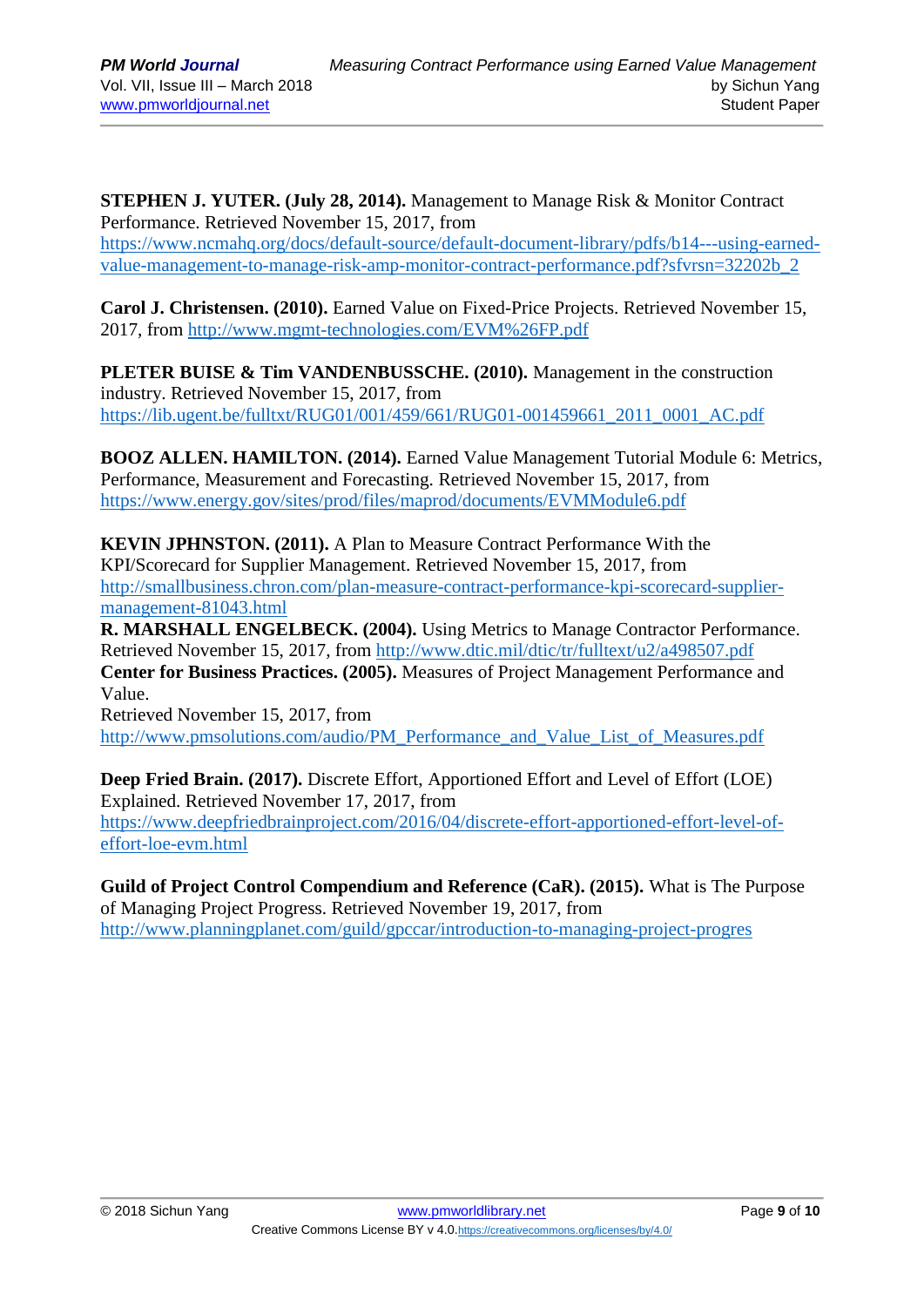**STEPHEN J. YUTER. (July 28, 2014).** Management to Manage Risk & Monitor Contract Performance. Retrieved November 15, 2017, from https://www.ncmahq.org/docs/default-source/default-document-library/pdfs/b14---using-earned-value-management-to-manage-risk-amp-monitor-contract-performance.pdf?sfvrsn=32202b_2

**Carol J. Christensen. (2010).** Earned Value on Fixed-Price Projects. Retrieved November 15, 2017, from http://www.mgmt-technologies.com/EVM%26FP.pdf

**PLETER BUISE & Tim VANDENBUSSCHE. (2010).** Management in the construction industry. Retrieved November 15, 2017, from https://lib.ugent.be/fulltxt/RUG01/001/459/661/RUG01-001459661_2011_0001_AC.pdf

**BOOZ ALLEN. HAMILTON. (2014).** Earned Value Management Tutorial Module 6: Metrics, Performance, Measurement and Forecasting. Retrieved November 15, 2017, from https://www.energy.gov/sites/prod/files/maprod/documents/EVMModule6.pdf

**KEVIN JPHNSTON. (2011).** A Plan to Measure Contract Performance With the KPI/Scorecard for Supplier Management. Retrieved November 15, 2017, from http://smallbusiness.chron.com/plan-measure-contract-performance-kpi-scorecard-supplier-management-81043.html

**R. MARSHALL ENGELBECK. (2004).** Using Metrics to Manage Contractor Performance. Retrieved November 15, 2017, from http://www.dtic.mil/dtic/tr/fulltext/u2/a498507.pdf

**Center for Business Practices. (2005).** Measures of Project Management Performance and Value.
Retrieved November 15, 2017, from http://www.pmsolutions.com/audio/PM_Performance_and_Value_List_of_Measures.pdf

**Deep Fried Brain. (2017).** Discrete Effort, Apportioned Effort and Level of Effort (LOE) Explained. Retrieved November 17, 2017, from https://www.deepfriedbrainproject.com/2016/04/discrete-effort-apportioned-effort-level-of-effort-loe-evm.html

**Guild of Project Control Compendium and Reference (CaR). (2015).** What is The Purpose of Managing Project Progress. Retrieved November 19, 2017, from http://www.planningplanet.com/guild/gpccar/introduction-to-managing-project-progres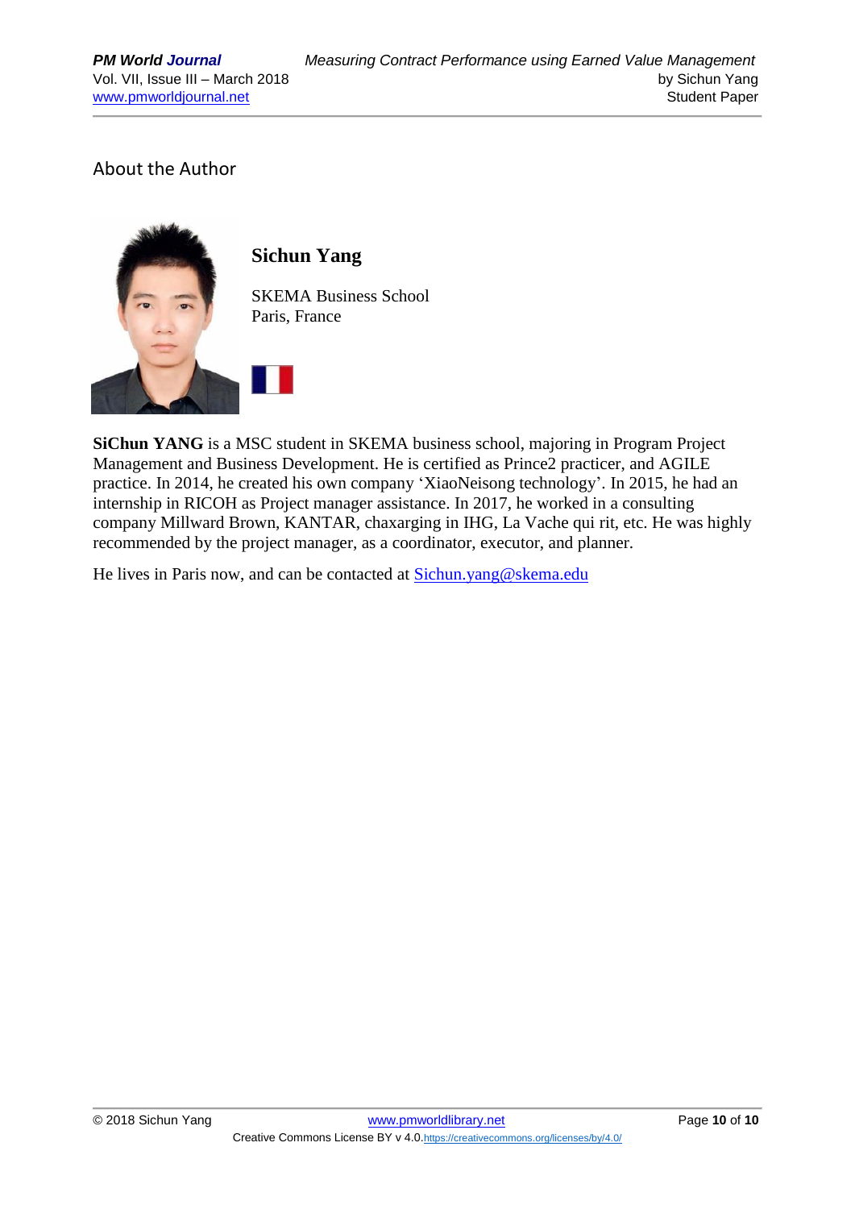## About the Author

### Sichun Yang

SKEMA Business School
Paris, France

**SiChun YANG** is a MSC student in SKEMA business school, majoring in Program Project Management and Business Development. He is certified as Prince2 practicer, and AGILE practice. In 2014, he created his own company 'XiaoNeisong technology'. In 2015, he had an internship in RICOH as Project manager assistance. In 2017, he worked in a consulting company Millward Brown, KANTAR, chaxarging in IHG, La Vache qui rit, etc. He was highly recommended by the project manager, as a coordinator, executor, and planner.

He lives in Paris now, and can be contacted at Sichun.yang@skema.edu